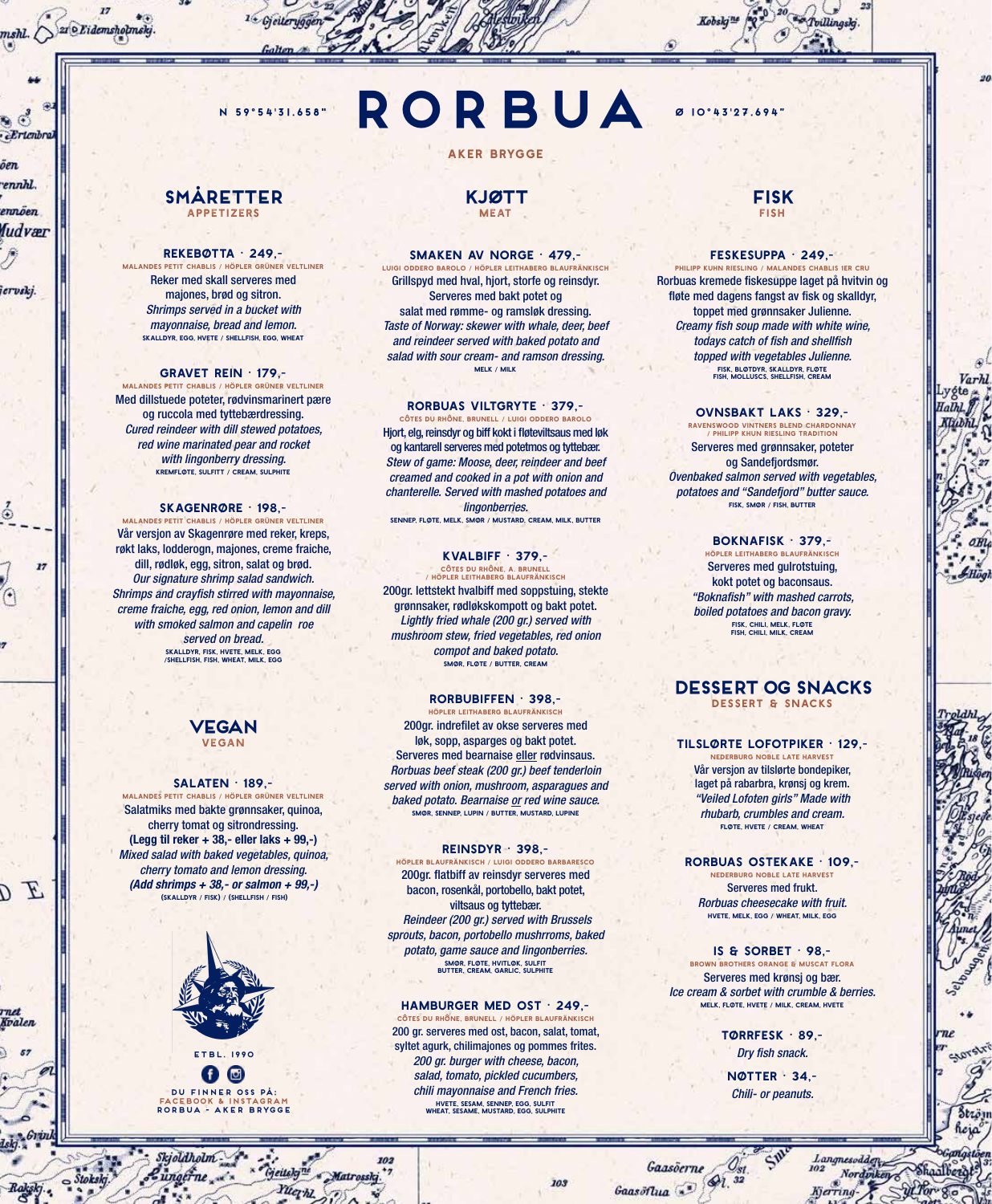N 59°54'31.658" **# RORBUA** Ø 10°43'27.694"

AKER BRYGGE

## SMÅRETTER
APPETIZERS

### REKEBØTTA · 249,-
MALANDES PETIT CHABLIS / HÖPLER GRÜNER VELTLINER

Reker med skall serveres med majones, brød og sitron.
*Shrimps served in a bucket with mayonnaise, bread and lemon.*
SKALLDYR, EGG, HVETE / SHELLFISH, EGG, WHEAT

### GRAVET REIN · 179,-
MALANDES PETIT CHABLIS / HÖPLER GRÜNER VELTLINER

Med dillstuede poteter, rødvinsmarinert pære og ruccola med tyttebærdressing.
*Cured reindeer with dill stewed potatoes, red wine marinated pear and rocket with lingonberry dressing.*
KREMFLØTE, SULFITT / CREAM, SULPHITE

### SKAGENRØRE · 198,-
MALANDES PETIT CHABLIS / HÖPLER GRÜNER VELTLINER

Vår versjon av Skagenrøre med reker, kreps, røkt laks, lodderogn, majones, creme fraiche, dill, rødløk, egg, sitron, salat og brød.
*Our signature shrimp salad sandwich. Shrimps and crayfish stirred with mayonnaise, creme fraiche, egg, red onion, lemon and dill with smoked salmon and capelin roe served on bread.*
SKALLDYR, FISK, HVETE, MELK, EGG /SHELLFISH, FISH, WHEAT, MILK, EGG

## VEGAN
VEGAN

### SALATEN · 189,-
MALANDES PETIT CHABLIS / HÖPLER GRÜNER VELTLINER

Salatmiks med bakte grønnsaker, quinoa, cherry tomat og sitrondressing.
**(Legg til reker + 38,- eller laks + 99,-)**
*Mixed salad with baked vegetables, quinoa, cherry tomato and lemon dressing.*
***(Add shrimps + 38,- or salmon + 99,-)***
(SKALLDYR / FISK) / (SHELLFISH / FISH)

ETBL. 1990

DU FINNER OSS PÅ:
FACEBOOK & INSTAGRAM
RORBUA - AKER BRYGGE

## KJØTT
MEAT

### SMAKEN AV NORGE · 479,-
LUIGI ODDERO BAROLO / HÖPLER LEITHABERG BLAUFRÄNKISCH

Grillspyd med hval, hjort, storfe og reinsdyr. Serveres med bakt potet og salat med rømme- og ramsløk dressing.
*Taste of Norway: skewer with whale, deer, beef and reindeer served with baked potato and salad with sour cream- and ramson dressing.*
MELK / MILK

### RORBUAS VILTGRYTE · 379,-
CÔTES DU RHÔNE, BRUNELL / LUIGI ODDERO BAROLO

Hjort, elg, reinsdyr og biff kokt i fløteviltsaus med løk og kantarell serveres med potetmos og tyttebær.
*Stew of game: Moose, deer, reindeer and beef creamed and cooked in a pot with onion and chanterelle. Served with mashed potatoes and lingonberries.*
SENNEP, FLØTE, MELK, SMØR / MUSTARD, CREAM, MILK, BUTTER

### KVALBIFF · 379,-
CÔTES DU RHÔNE, A. BRUNELL / HÖPLER LEITHABERG BLAUFRÄNKISCH

200gr. lettstekt hvalbiff med soppstuing, stekte grønnsaker, rødløkskompott og bakt potet.
*Lightly fried whale (200 gr.) served with mushroom stew, fried vegetables, red onion compot and baked potato.*
SMØR, FLØTE / BUTTER, CREAM

### RORBUBIFFEN · 398,-
HÖPLER LEITHABERG BLAUFRÄNKISCH

200gr. indrefilet av okse serveres med løk, sopp, asparges og bakt potet. Serveres med bearnaise eller rødvinsaus.
*Rorbuas beef steak (200 gr.) beef tenderloin served with onion, mushroom, asparagues and baked potato. Bearnaise or red wine sauce.*
SMØR, SENNEP, LUPIN / BUTTER, MUSTARD, LUPINE

### REINSDYR · 398,-
HÖPLER BLAUFRÄNKISCH / LUIGI ODDERO BARBARESCO

200gr. flatbiff av reinsdyr serveres med bacon, rosenkål, portobello, bakt potet, viltsaus og tyttebær.
*Reindeer (200 gr.) served with Brussels sprouts, bacon, portobello mushrroms, baked potato, game sauce and lingonberries.*
SMØR, FLØTE, HVITLØK, SULFIT
BUTTER, CREAM, GARLIC, SULPHITE

### HAMBURGER MED OST · 249,-
CÔTES DU RHÔNE, BRUNELL / HÖPLER BLAUFRÄNKISCH

200 gr. serveres med ost, bacon, salat, tomat, syltet agurk, chilimajones og pommes frites.
*200 gr. burger with cheese, bacon, salad, tomato, pickled cucumbers, chili mayonnaise and French fries.*
HVETE, SESAM, SENNEP, EGG, SULFIT
WHEAT, SESAME, MUSTARD, EGG, SULPHITE

## FISK
FISH

### FESKESUPPA · 249,-
PHILIPP KUHN RIESLING / MALANDES CHABLIS 1ER CRU

Rorbuas kremede fiskesuppe laget på hvitvin og fløte med dagens fangst av fisk og skalldyr, toppet med grønnsaker Julienne.
*Creamy fish soup made with white wine, todays catch of fish and shellfish topped with vegetables Julienne.*
FISK, BLØTDYR, SKALLDYR, FLØTE
FISH, MOLLUSCS, SHELLFISH, CREAM

### OVNSBAKT LAKS · 329,-
RAVENSWOOD VINTNERS BLEND CHARDONNAY / PHILIPP KHUN RIESLING TRADITION

Serveres med grønnsaker, poteter og Sandefjordsmør.
*Ovenbaked salmon served with vegetables, potatoes and "Sandefjord" butter sauce.*
FISK, SMØR / FISH, BUTTER

### BOKNAFISK · 379,-
HÖPLER LEITHABERG BLAUFRÄNKISCH

Serveres med gulrotstuing, kokt potet og baconsaus.
*"Boknafish" with mashed carrots, boiled potatoes and bacon gravy.*
FISK, CHILI, MELK, FLØTE
FISH, CHILI, MILK, CREAM

## DESSERT OG SNACKS
DESSERT & SNACKS

### TILSLØRTE LOFOTPIKER · 129,-
NEDERBURG NOBLE LATE HARVEST

Vår versjon av tilslørte bondepiker, laget på rabarbra, krønsj og krem.
*"Veiled Lofoten girls" Made with rhubarb, crumbles and cream.*
FLØTE, HVETE / CREAM, WHEAT

### RORBUAS OSTEKAKE · 109,-
NEDERBURG NOBLE LATE HARVEST

Serveres med frukt.
*Rorbuas cheesecake with fruit.*
HVETE, MELK, EGG / WHEAT, MILK, EGG

### IS & SORBET · 98,-
BROWN BROTHERS ORANGE & MUSCAT FLORA

Serveres med krønsj og bær.
*Ice cream & sorbet with crumble & berries.*
MELK, FLØTE, HVETE / MILK, CREAM, HVETE

### TØRRFESK · 89,-
*Dry fish snack.*

### NØTTER · 34,-
*Chili- or peanuts.*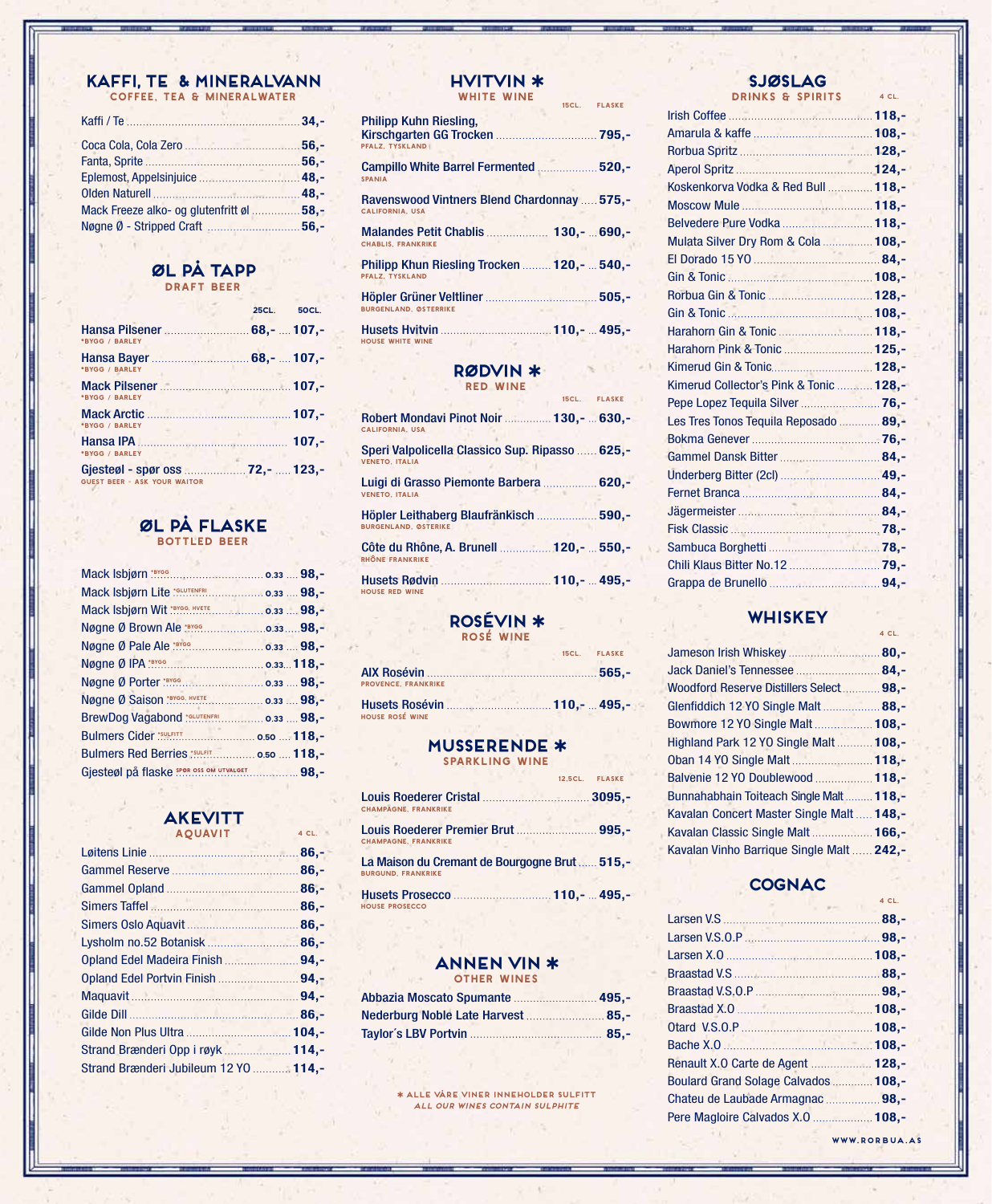## KAFFI, TE & MINERALVANN
### COFFEE, TEA & MINERALWATER

| | |
|---|---|
| Kaffi / Te | 34,- |
| Coca Cola, Cola Zero | 56,- |
| Fanta, Sprite | 56,- |
| Eplemost, Appelsinjuice | 48,- |
| Olden Naturell | 48,- |
| Mack Freeze alko- og glutenfritt øl | 58,- |
| Nøgne Ø - Stripped Craft | 56,- |

## ØL PÅ TAPP
### DRAFT BEER

| | 25CL. | 50CL. |
|---|---|---|
| Hansa Pilsener *BYGG / BARLEY | 68,- | 107,- |
| Hansa Bayer *BYGG / BARLEY | 68,- | 107,- |
| Mack Pilsener *BYGG / BARLEY | | 107,- |
| Mack Arctic *BYGG / BARLEY | | 107,- |
| Hansa IPA *BYGG / BARLEY | | 107,- |
| Gjesteøl - spør oss GUEST BEER - ASK YOUR WAITOR | 72,- | 123,- |

## ØL PÅ FLASKE
### BOTTLED BEER

| | | |
|---|---|---|
| Mack Isbjørn *BYGG | 0.33 | 98,- |
| Mack Isbjørn Lite *GLUTENFRI | 0.33 | 98,- |
| Mack Isbjørn Wit *BYGG, HVETE | 0.33 | 98,- |
| Nøgne Ø Brown Ale *BYGG | 0.33 | 98,- |
| Nøgne Ø Pale Ale *BYGG | 0.33 | 98,- |
| Nøgne Ø IPA *BYGG | 0.33 | 118,- |
| Nøgne Ø Porter *BYGG | 0.33 | 98,- |
| Nøgne Ø Saison *BYGG, HVETE | 0.33 | 98,- |
| BrewDog Vagabond *GLUTENFRI | 0.33 | 98,- |
| Bulmers Cider *SULFITT | 0.50 | 118,- |
| Bulmers Red Berries *SULFIT | 0.50 | 118,- |
| Gjesteøl på flaske SPØR OSS OM UTVALGET | | 98,- |

## AKEVITT
### AQUAVIT

| | 4 CL. |
|---|---|
| Løitens Linie | 86,- |
| Gammel Reserve | 86,- |
| Gammel Opland | 86,- |
| Simers Taffel | 86,- |
| Simers Oslo Aquavit | 86,- |
| Lysholm no.52 Botanisk | 86,- |
| Opland Edel Madeira Finish | 94,- |
| Opland Edel Portvin Finish | 94,- |
| Maquavit | 94,- |
| Gilde Dill | 86,- |
| Gilde Non Plus Ultra | 104,- |
| Strand Brænderi Opp i røyk | 114,- |
| Strand Brænderi Jubileum 12 YO | 114,- |

## HVITVIN *
### WHITE WINE

| | 15CL. | FLASKE |
|---|---|---|
| Philipp Kuhn Riesling, Kirschgarten GG Trocken PFALZ, TYSKLAND | | 795,- |
| Campillo White Barrel Fermented SPANIA | | 520,- |
| Ravenswood Vintners Blend Chardonnay CALIFORNIA, USA | | 575,- |
| Malandes Petit Chablis CHABLIS, FRANKRIKE | 130,- | 690,- |
| Philipp Khun Riesling Trocken PFALZ, TYSKLAND | 120,- | 540,- |
| Höpler Grüner Veltliner BURGENLAND, ØSTERIKE | | 505,- |
| Husets Hvitvin HOUSE WHITE WINE | 110,- | 495,- |

## RØDVIN *
### RED WINE

| | 15CL. | FLASKE |
|---|---|---|
| Robert Mondavi Pinot Noir CALIFORNIA, USA | 130,- | 630,- |
| Speri Valpolicella Classico Sup. Ripasso VENETO, ITALIA | | 625,- |
| Luigi di Grasso Piemonte Barbera VENETO, ITALIA | | 620,- |
| Höpler Leithaberg Blaufränkisch BURGENLAND, ØSTERIKE | | 590,- |
| Côte du Rhône, A. Brunell RHÔNE FRANKRIKE | 120,- | 550,- |
| Husets Rødvin HOUSE RED WINE | 110,- | 495,- |

## ROSÉVIN *
### ROSÉ WINE

| | 15CL. | FLASKE |
|---|---|---|
| AIX Rosévin PROVENCE, FRANKRIKE | | 565,- |
| Husets Rosévin HOUSE ROSÉ WINE | 110,- | 495,- |

## MUSSERENDE *
### SPARKLING WINE

| | 12,5CL. | FLASKE |
|---|---|---|
| Louis Roederer Cristal CHAMPAGNE, FRANKRIKE | | 3095,- |
| Louis Roederer Premier Brut CHAMPAGNE, FRANKRIKE | | 995,- |
| La Maison du Cremant de Bourgogne Brut BURGUND, FRANKRIKE | | 515,- |
| Husets Prosecco HOUSE PROSECCO | 110,- | 495,- |

## ANNEN VIN *
### OTHER WINES

| | |
|---|---|
| Abbazia Moscato Spumante | 495,- |
| Nederburg Noble Late Harvest | 85,- |
| Taylor´s LBV Portvin | 85,- |

* ALLE VÅRE VINER INNEHOLDER SULFITT
*ALL OUR WINES CONTAIN SULPHITE*

## SJØSLAG
### DRINKS & SPIRITS

| | 4 CL. |
|---|---|
| Irish Coffee | 118,- |
| Amarula & kaffe | 108,- |
| Rorbua Spritz | 128,- |
| Aperol Spritz | 124,- |
| Koskenkorva Vodka & Red Bull | 118,- |
| Moscow Mule | 118,- |
| Belvedere Pure Vodka | 118,- |
| Mulata Silver Dry Rom & Cola | 108,- |
| El Dorado 15 YO | 84,- |
| Gin & Tonic | 108,- |
| Rorbua Gin & Tonic | 128,- |
| Gin & Tonic | 108,- |
| Harahorn Gin & Tonic | 118,- |
| Harahorn Pink & Tonic | 125,- |
| Kimerud Gin & Tonic | 128,- |
| Kimerud Collector's Pink & Tonic | 128,- |
| Pepe Lopez Tequila Silver | 76,- |
| Les Tres Tonos Tequila Reposado | 89,- |
| Bokma Genever | 76,- |
| Gammel Dansk Bitter | 84,- |
| Underberg Bitter (2cl) | 49,- |
| Fernet Branca | 84,- |
| Jägermeister | 84,- |
| Fisk Classic | 78,- |
| Sambuca Borghetti | 78,- |
| Chili Klaus Bitter No.12 | 79,- |
| Grappa de Brunello | 94,- |

## WHISKEY

| | 4 CL. |
|---|---|
| Jameson Irish Whiskey | 80,- |
| Jack Daniel's Tennessee | 84,- |
| Woodford Reserve Distillers Select | 98,- |
| Glenfiddich 12 YO Single Malt | 88,- |
| Bowmore 12 YO Single Malt | 108,- |
| Highland Park 12 YO Single Malt | 108,- |
| Oban 14 YO Single Malt | 118,- |
| Balvenie 12 YO Doublewood | 118,- |
| Bunnahabhain Toiteach Single Malt | 118,- |
| Kavalan Concert Master Single Malt | 148,- |
| Kavalan Classic Single Malt | 166,- |
| Kavalan Vinho Barrique Single Malt | 242,- |

## COGNAC

| | 4 CL. |
|---|---|
| Larsen V.S | 88,- |
| Larsen V.S.O.P | 98,- |
| Larsen X.O | 108,- |
| Braastad V.S | 88,- |
| Braastad V.S.O.P | 98,- |
| Braastad X.O | 108,- |
| Otard V.S.O.P | 108,- |
| Bache X.O | 108,- |
| Renault X.O Carte de Agent | 128,- |
| Boulard Grand Solage Calvados | 108,- |
| Chateu de Laubade Armagnac | 98,- |
| Pere Magloire Calvados X.O | 108,- |

WWW.RORBUA.AS